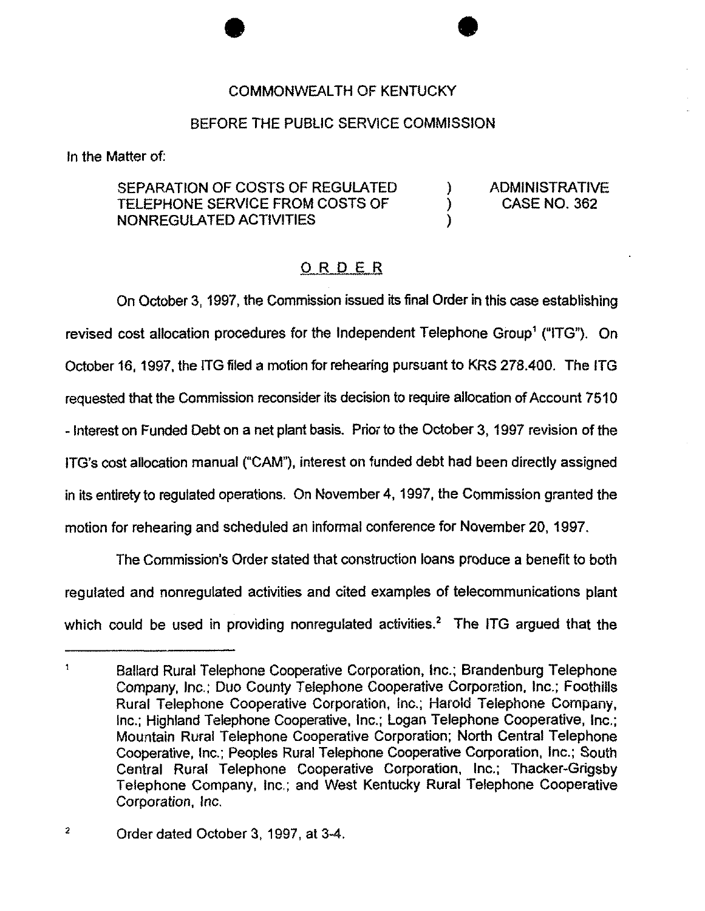COMMONWEALTH OF KENTUCKY

BEFORE THE PUBLIC SERVICE COMMISSION

In the Matter of:

SEPARATION OF COSTS OF REGULATED TELEPHONE SERVICE FROM COSTS OF NONREGULATED ACTIVITIES ) ADMINISTRATIVE CASE NO. 362

# ORDER

On October 3, 1997, the Commission issued its final Order in this case establishing revised cost allocation procedures for the Independent Telephone Group[1] ("ITG"). On October 16, 1997, the ITG filed a motion for rehearing pursuant to KRS 278.400. The ITG requested that the Commission reconsider its decision to require allocation of Account 7510 - Interest on Funded Debt on a net plant basis. Prior to the October 3, 1997 revision of the ITG's cost allocation manual ("CAM"), interest on funded debt had been directly assigned in its entirety to regulated operations. On November 4, 1997, the Commission granted the motion for rehearing and scheduled an informal conference for November 20, 1997.

The Commission's Order stated that construction loans produce a benefit to both regulated and nonregulated activities and cited examples of telecommunications plant which could be used in providing nonregulated activities.[2] The ITG argued that the

---

[1] Ballard Rural Telephone Cooperative Corporation, Inc.; Brandenburg Telephone Company, Inc.; Duo County Telephone Cooperative Corporation, Inc.; Foothills Rural Telephone Cooperative Corporation, Inc.; Harold Telephone Company, Inc.; Highland Telephone Cooperative, Inc.; Logan Telephone Cooperative, Inc.; Mountain Rural Telephone Cooperative Corporation; North Central Telephone Cooperative, Inc.; Peoples Rural Telephone Cooperative Corporation, Inc.; South Central Rural Telephone Cooperative Corporation, Inc.; Thacker-Grigsby Telephone Company, Inc.; and West Kentucky Rural Telephone Cooperative Corporation, Inc.

[2] Order dated October 3, 1997, at 3-4.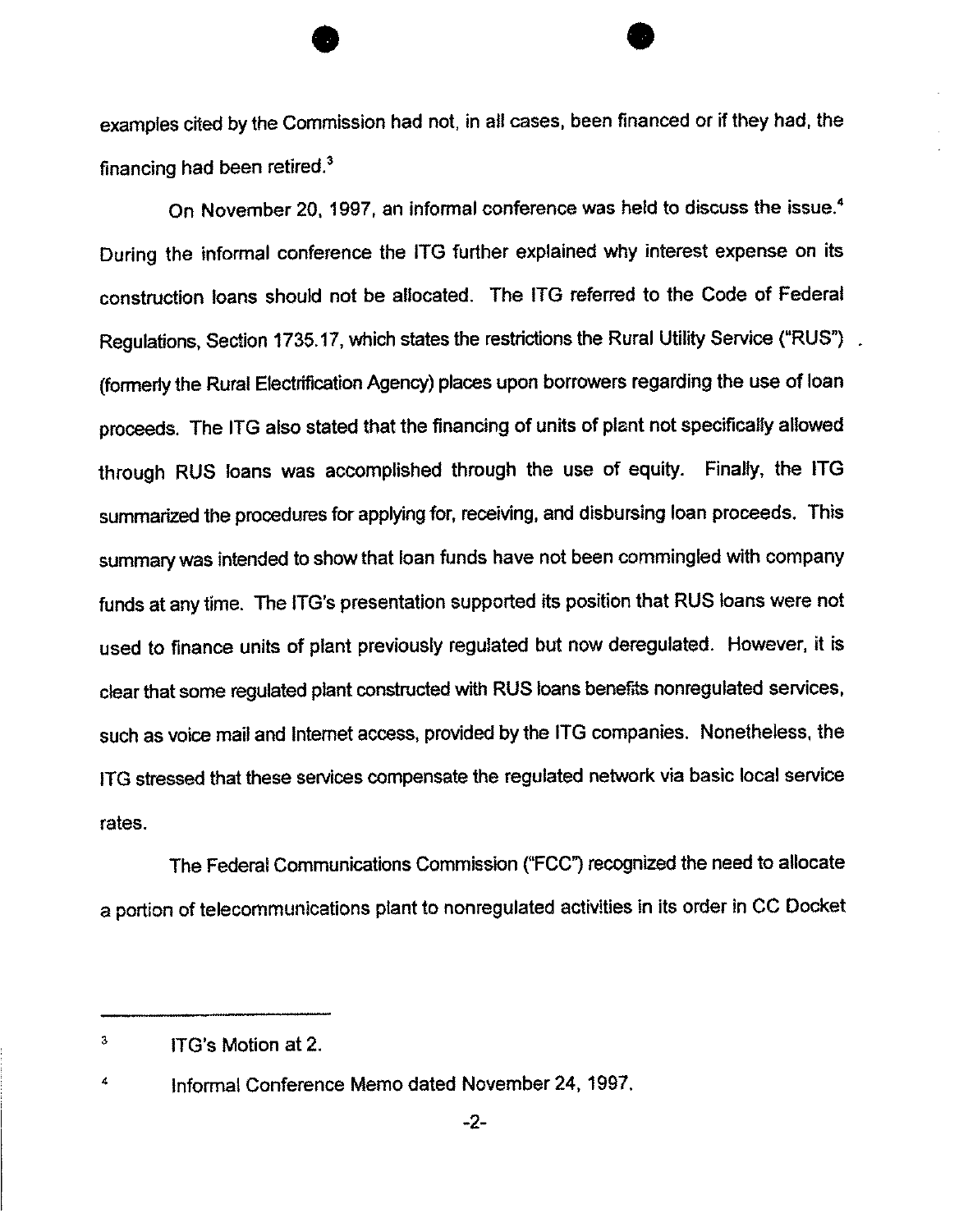examples cited by the Commission had not, in all cases, been financed or if they had, the financing had been retired.[3]

On November 20, 1997, an informal conference was held to discuss the issue.[4] During the informal conference the ITG further explained why interest expense on its construction loans should not be allocated. The ITG referred to the Code of Federal Regulations, Section 1735.17, which states the restrictions the Rural Utility Service ("RUS") (formerly the Rural Electrification Agency) places upon borrowers regarding the use of loan proceeds. The ITG also stated that the financing of units of plant not specifically allowed through RUS loans was accomplished through the use of equity. Finally, the ITG summarized the procedures for applying for, receiving, and disbursing loan proceeds. This summary was intended to show that loan funds have not been commingled with company funds at any time. The ITG's presentation supported its position that RUS loans were not used to finance units of plant previously regulated but now deregulated. However, it is clear that some regulated plant constructed with RUS loans benefits nonregulated services, such as voice mail and Internet access, provided by the ITG companies. Nonetheless, the ITG stressed that these services compensate the regulated network via basic local service rates.

The Federal Communications Commission ("FCC") recognized the need to allocate a portion of telecommunications plant to nonregulated activities in its order in CC Docket

---

[3] ITG's Motion at 2.

[4] Informal Conference Memo dated November 24, 1997.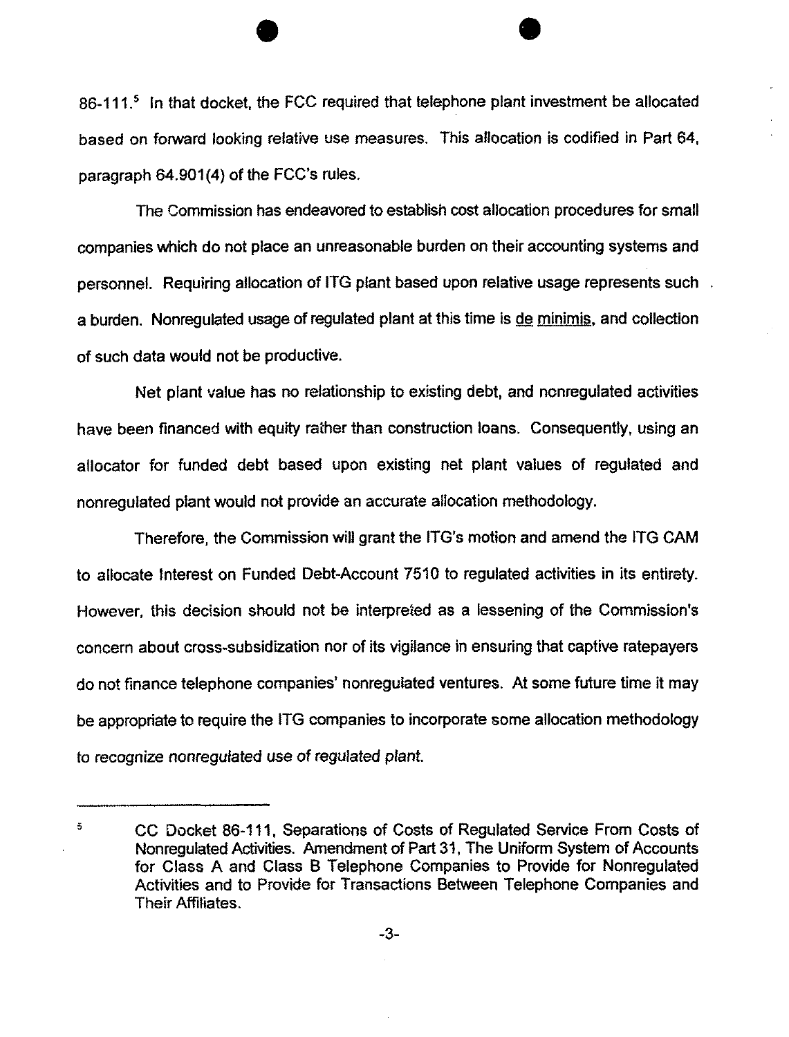86-111.[5] In that docket, the FCC required that telephone plant investment be allocated based on forward looking relative use measures. This allocation is codified in Part 64, paragraph 64.901(4) of the FCC's rules.

The Commission has endeavored to establish cost allocation procedures for small companies which do not place an unreasonable burden on their accounting systems and personnel. Requiring allocation of ITG plant based upon relative usage represents such a burden. Nonregulated usage of regulated plant at this time is de minimis, and collection of such data would not be productive.

Net plant value has no relationship to existing debt, and nonregulated activities have been financed with equity rather than construction loans. Consequently, using an allocator for funded debt based upon existing net plant values of regulated and nonregulated plant would not provide an accurate allocation methodology.

Therefore, the Commission will grant the ITG's motion and amend the ITG CAM to allocate Interest on Funded Debt-Account 7510 to regulated activities in its entirety. However, this decision should not be interpreted as a lessening of the Commission's concern about cross-subsidization nor of its vigilance in ensuring that captive ratepayers do not finance telephone companies' nonregulated ventures. At some future time it may be appropriate to require the ITG companies to incorporate some allocation methodology to recognize nonregulated use of regulated plant.

---

[5] CC Docket 86-111, Separations of Costs of Regulated Service From Costs of Nonregulated Activities. Amendment of Part 31, The Uniform System of Accounts for Class A and Class B Telephone Companies to Provide for Nonregulated Activities and to Provide for Transactions Between Telephone Companies and Their Affiliates.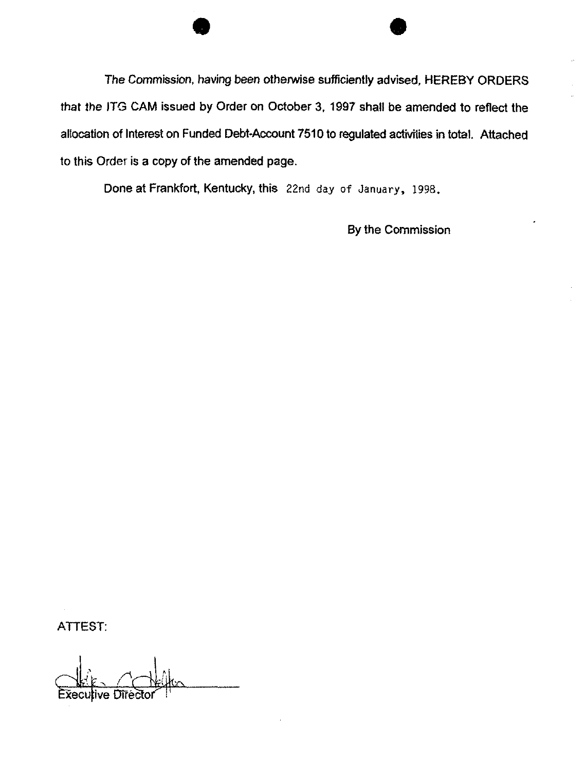The Commission, having been otherwise sufficiently advised, HEREBY ORDERS that the ITG CAM issued by Order on October 3, 1997 shall be amended to reflect the allocation of Interest on Funded Debt-Account 7510 to regulated activities in total. Attached to this Order is a copy of the amended page.

Done at Frankfort, Kentucky, this 22nd day of January, 1998.

By the Commission

ATTEST:

Executive Director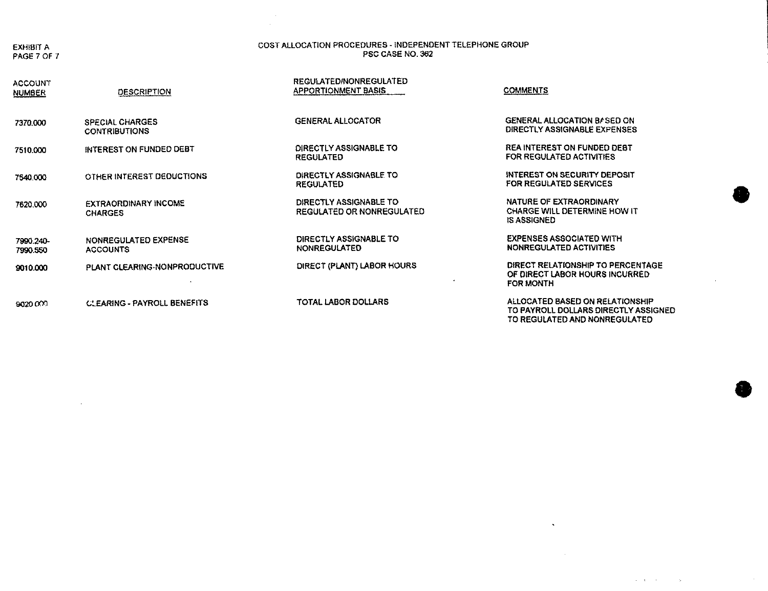EXHIBIT A

# COST ALLOCATION PROCEDURES - INDEPENDENT TELEPHONE GROUP
## PSC CASE NO. 362

| ACCOUNT NUMBER | DESCRIPTION | REGULATED/NONREGULATED APPORTIONMENT BASIS | COMMENTS |
|---|---|---|---|
| 7370.000 | SPECIAL CHARGES CONTRIBUTIONS | GENERAL ALLOCATOR | GENERAL ALLOCATION BASED ON DIRECTLY ASSIGNABLE EXPENSES |
| 7510.000 | INTEREST ON FUNDED DEBT | DIRECTLY ASSIGNABLE TO REGULATED | REA INTEREST ON FUNDED DEBT FOR REGULATED ACTIVITIES |
| 7540.000 | OTHER INTEREST DEDUCTIONS | DIRECTLY ASSIGNABLE TO REGULATED | INTEREST ON SECURITY DEPOSIT FOR REGULATED SERVICES |
| 7620.000 | EXTRAORDINARY INCOME CHARGES | DIRECTLY ASSIGNABLE TO REGULATED OR NONREGULATED | NATURE OF EXTRAORDINARY CHARGE WILL DETERMINE HOW IT IS ASSIGNED |
| 7990.240-7990.550 | NONREGULATED EXPENSE ACCOUNTS | DIRECTLY ASSIGNABLE TO NONREGULATED | EXPENSES ASSOCIATED WITH NONREGULATED ACTIVITIES |
| 9010.000 | PLANT CLEARING-NONPRODUCTIVE | DIRECT (PLANT) LABOR HOURS | DIRECT RELATIONSHIP TO PERCENTAGE OF DIRECT LABOR HOURS INCURRED FOR MONTH |
| 9020.000 | CLEARING - PAYROLL BENEFITS | TOTAL LABOR DOLLARS | ALLOCATED BASED ON RELATIONSHIP TO PAYROLL DOLLARS DIRECTLY ASSIGNED TO REGULATED AND NONREGULATED |